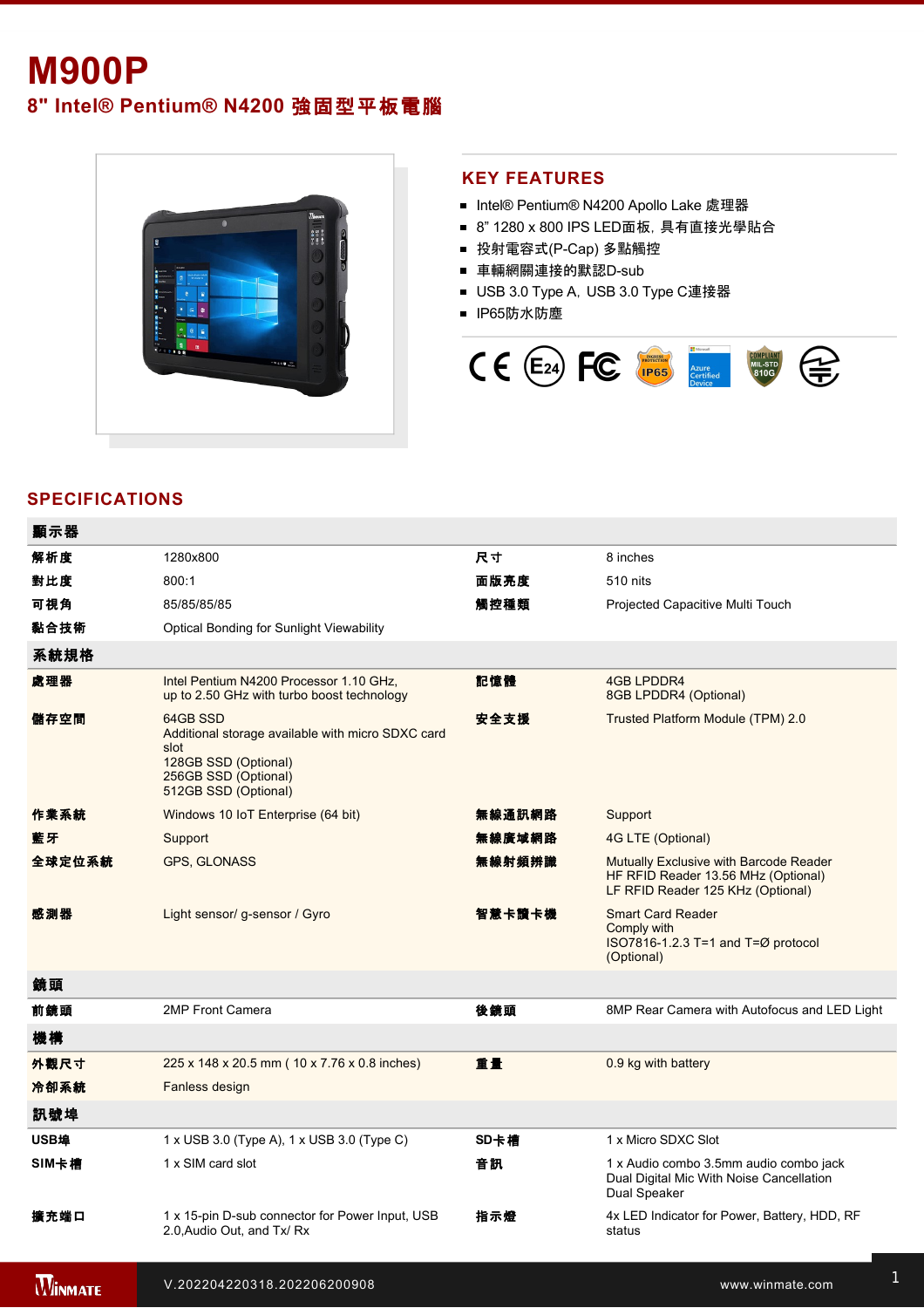# M900P

## 8" Intel® Pentium® N4200 強固型平板電腦

## KEY FEATURES

- Intel® Pentium® N4200 Apollo Lake 處理器
- 8" 1280 x 800 IPS LED面板，具有直接光學貼合
- 投射電容式(P-Cap) 多點觸控
- 車輛網關連接的默認D-sub
- USB 3.0 Type A，USB 3.0 Type C連接器
- IP65防水防塵

## SPECIFICATIONS

| **顯示器** | | | |
|---|---|---|---|
| **解析度** | 1280x800 | **尺寸** | 8 inches |
| **對比度** | 800:1 | **面版亮度** | 510 nits |
| **可視角** | 85/85/85/85 | **觸控種類** | Projected Capacitive Multi Touch |
| **黏合技術** | Optical Bonding for Sunlight Viewability | | |
| **系統規格** | | | |
| **處理器** | Intel Pentium N4200 Processor 1.10 GHz, up to 2.50 GHz with turbo boost technology | **記憶體** | 4GB LPDDR4<br>8GB LPDDR4 (Optional) |
| **儲存空間** | 64GB SSD<br>Additional storage available with micro SDXC card slot<br>128GB SSD (Optional)<br>256GB SSD (Optional)<br>512GB SSD (Optional) | **安全支援** | Trusted Platform Module (TPM) 2.0 |
| **作業系統** | Windows 10 IoT Enterprise (64 bit) | **無線通訊網路** | Support |
| **藍牙** | Support | **無線廣域網路** | 4G LTE (Optional) |
| **全球定位系統** | GPS, GLONASS | **無線射頻辨識** | Mutually Exclusive with Barcode Reader<br>HF RFID Reader 13.56 MHz (Optional)<br>LF RFID Reader 125 KHz (Optional) |
| **感測器** | Light sensor/ g-sensor / Gyro | **智慧卡讀卡機** | Smart Card Reader<br>Comply with<br>ISO7816-1.2.3 T=1 and T=Ø protocol<br>(Optional) |
| **鏡頭** | | | |
| **前鏡頭** | 2MP Front Camera | **後鏡頭** | 8MP Rear Camera with Autofocus and LED Light |
| **機構** | | | |
| **外觀尺寸** | 225 x 148 x 20.5 mm ( 10 x 7.76 x 0.8 inches) | **重量** | 0.9 kg with battery |
| **冷卻系統** | Fanless design | | |
| **訊號埠** | | | |
| **USB埠** | 1 x USB 3.0 (Type A), 1 x USB 3.0 (Type C) | **SD卡槽** | 1 x Micro SDXC Slot |
| **SIM卡槽** | 1 x SIM card slot | **音訊** | 1 x Audio combo 3.5mm audio combo jack<br>Dual Digital Mic With Noise Cancellation<br>Dual Speaker |
| **擴充端口** | 1 x 15-pin D-sub connector for Power Input, USB 2.0,Audio Out, and Tx/ Rx | **指示燈** | 4x LED Indicator for Power, Battery, HDD, RF status |

V.202204220318.202206200908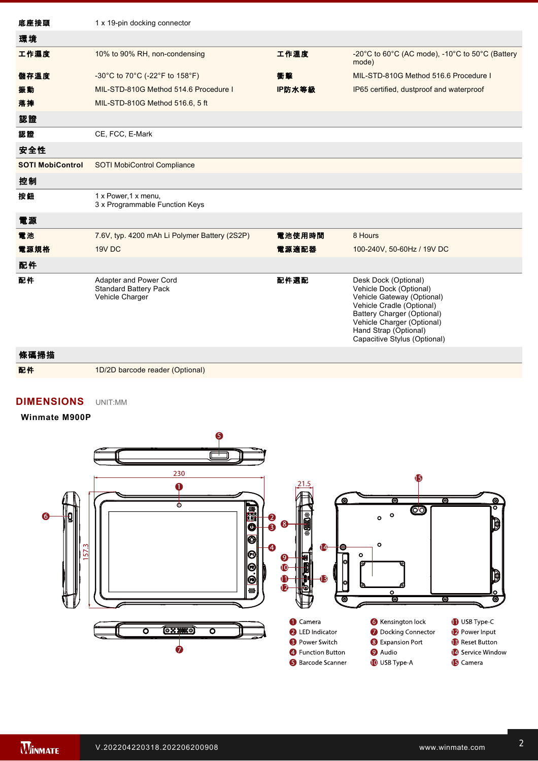| | | | |
|---|---|---|---|
| **底座接頭** | 1 x 19-pin docking connector | | |
| **環境** | | | |
| **工作濕度** | 10% to 90% RH, non-condensing | **工作溫度** | -20°C to 60°C (AC mode), -10°C to 50°C (Battery mode) |
| **儲存溫度** | -30°C to 70°C (-22°F to 158°F) | **衝擊** | MIL-STD-810G Method 516.6 Procedure I |
| **振動** | MIL-STD-810G Method 514.6 Procedure I | **IP防水等級** | IP65 certified, dustproof and waterproof |
| **落摔** | MIL-STD-810G Method 516.6, 5 ft | | |
| **認證** | | | |
| **認證** | CE, FCC, E-Mark | | |
| **安全性** | | | |
| **SOTI MobiControl** | SOTI MobiControl Compliance | | |
| **控制** | | | |
| **按鈕** | 1 x Power,1 x menu,<br>3 x Programmable Function Keys | | |
| **電源** | | | |
| **電池** | 7.6V, typ. 4200 mAh Li Polymer Battery (2S2P) | **電池使用時間** | 8 Hours |
| **電源規格** | 19V DC | **電源適配器** | 100-240V, 50-60Hz / 19V DC |
| **配件** | | | |
| **配件** | Adapter and Power Cord<br>Standard Battery Pack<br>Vehicle Charger | **配件選配** | Desk Dock (Optional)<br>Vehicle Dock (Optional)<br>Vehicle Gateway (Optional)<br>Vehicle Cradle (Optional)<br>Battery Charger (Optional)<br>Vehicle Charger (Optional)<br>Hand Strap (Optional)<br>Capacitive Stylus (Optional) |
| **條碼掃描** | | | |
| **配件** | 1D/2D barcode reader (Optional) | | |

## DIMENSIONS UNIT:MM

**Winmate M900P**

230
21.5
157.3

1. Camera
2. LED Indicator
3. Power Switch
4. Function Button
5. Barcode Scanner
6. Kensington lock
7. Docking Connector
8. Expansion Port
9. Audio
10. USB Type-A
11. USB Type-C
12. Power Input
13. Reset Button
14. Service Window
15. Camera

V.202204220318.202206200908 www.winmate.com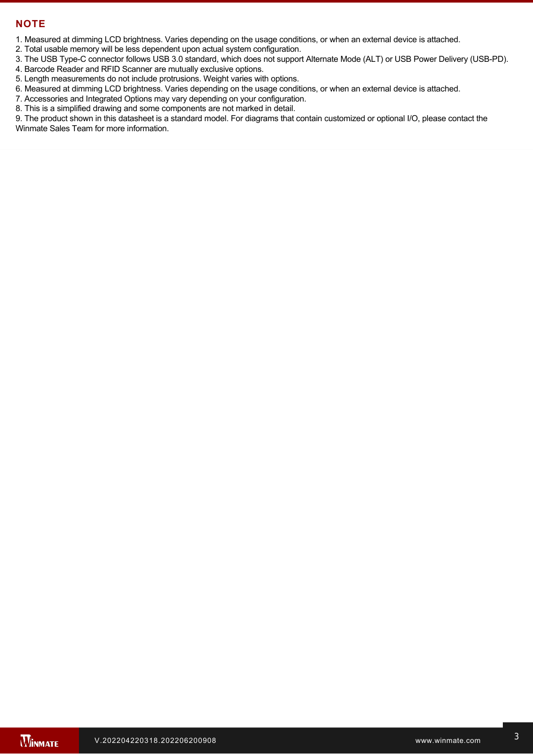## NOTE

1. Measured at dimming LCD brightness. Varies depending on the usage conditions, or when an external device is attached.
2. Total usable memory will be less dependent upon actual system configuration.
3. The USB Type-C connector follows USB 3.0 standard, which does not support Alternate Mode (ALT) or USB Power Delivery (USB-PD).
4. Barcode Reader and RFID Scanner are mutually exclusive options.
5. Length measurements do not include protrusions. Weight varies with options.
6. Measured at dimming LCD brightness. Varies depending on the usage conditions, or when an external device is attached.
7. Accessories and Integrated Options may vary depending on your configuration.
8. This is a simplified drawing and some components are not marked in detail.
9. The product shown in this datasheet is a standard model. For diagrams that contain customized or optional I/O, please contact the Winmate Sales Team for more information.